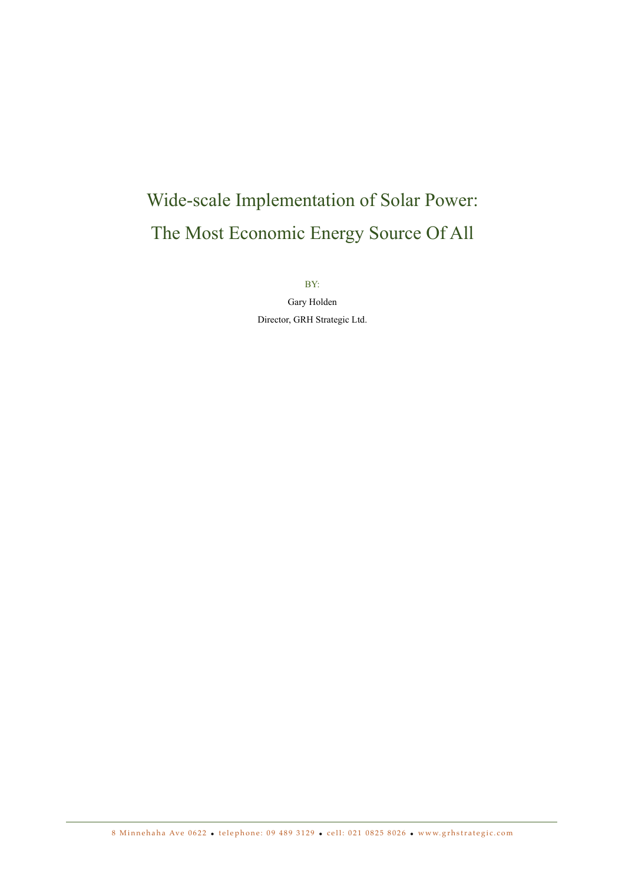# Wide-scale Implementation of Solar Power: The Most Economic Energy Source Of All

BY:

Gary Holden

Director, GRH Strategic Ltd.

8 Minnehaha Ave 0622 • telephone: 09 489 3129 • cell: 021 0825 8026 • www.grhstrategic.com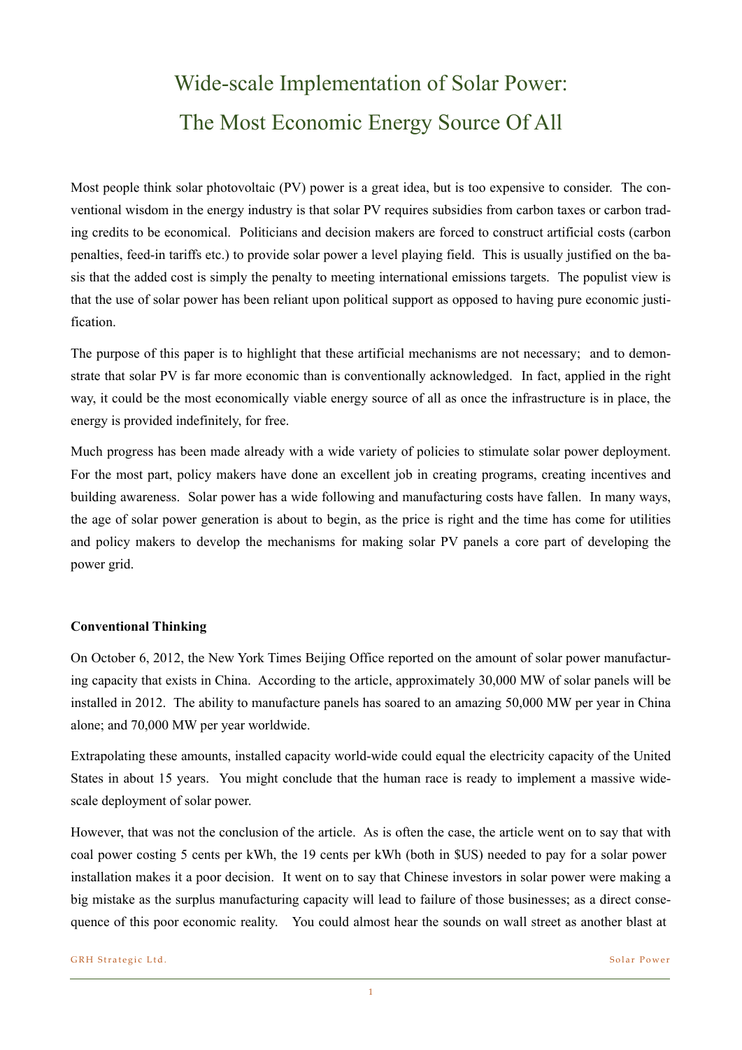# Wide-scale Implementation of Solar Power: The Most Economic Energy Source Of All

Most people think solar photovoltaic (PV) power is a great idea, but is too expensive to consider. The conventional wisdom in the energy industry is that solar PV requires subsidies from carbon taxes or carbon trading credits to be economical. Politicians and decision makers are forced to construct artificial costs (carbon penalties, feed-in tariffs etc.) to provide solar power a level playing field. This is usually justified on the basis that the added cost is simply the penalty to meeting international emissions targets. The populist view is that the use of solar power has been reliant upon political support as opposed to having pure economic justification.

The purpose of this paper is to highlight that these artificial mechanisms are not necessary; and to demonstrate that solar PV is far more economic than is conventionally acknowledged. In fact, applied in the right way, it could be the most economically viable energy source of all as once the infrastructure is in place, the energy is provided indefinitely, for free.

Much progress has been made already with a wide variety of policies to stimulate solar power deployment. For the most part, policy makers have done an excellent job in creating programs, creating incentives and building awareness. Solar power has a wide following and manufacturing costs have fallen. In many ways, the age of solar power generation is about to begin, as the price is right and the time has come for utilities and policy makers to develop the mechanisms for making solar PV panels a core part of developing the power grid.

**Conventional Thinking**

On October 6, 2012, the New York Times Beijing Office reported on the amount of solar power manufacturing capacity that exists in China. According to the article, approximately 30,000 MW of solar panels will be installed in 2012. The ability to manufacture panels has soared to an amazing 50,000 MW per year in China alone; and 70,000 MW per year worldwide.

Extrapolating these amounts, installed capacity world-wide could equal the electricity capacity of the United States in about 15 years. You might conclude that the human race is ready to implement a massive wide-scale deployment of solar power.

However, that was not the conclusion of the article. As is often the case, the article went on to say that with coal power costing 5 cents per kWh, the 19 cents per kWh (both in $US) needed to pay for a solar power installation makes it a poor decision. It went on to say that Chinese investors in solar power were making a big mistake as the surplus manufacturing capacity will lead to failure of those businesses; as a direct consequence of this poor economic reality. You could almost hear the sounds on wall street as another blast at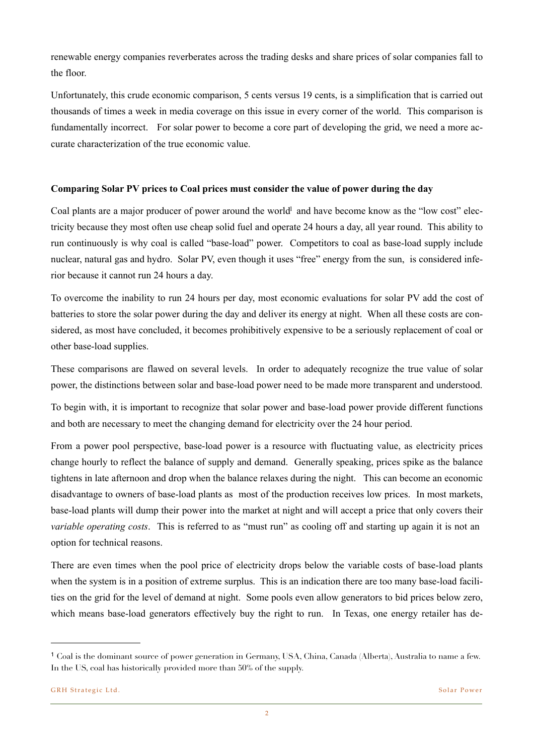renewable energy companies reverberates across the trading desks and share prices of solar companies fall to the floor.

Unfortunately, this crude economic comparison, 5 cents versus 19 cents, is a simplification that is carried out thousands of times a week in media coverage on this issue in every corner of the world. This comparison is fundamentally incorrect. For solar power to become a core part of developing the grid, we need a more accurate characterization of the true economic value.

**Comparing Solar PV prices to Coal prices must consider the value of power during the day**

Coal plants are a major producer of power around the world[1] and have become know as the "low cost" electricity because they most often use cheap solid fuel and operate 24 hours a day, all year round. This ability to run continuously is why coal is called "base-load" power. Competitors to coal as base-load supply include nuclear, natural gas and hydro. Solar PV, even though it uses "free" energy from the sun, is considered inferior because it cannot run 24 hours a day.

To overcome the inability to run 24 hours per day, most economic evaluations for solar PV add the cost of batteries to store the solar power during the day and deliver its energy at night. When all these costs are considered, as most have concluded, it becomes prohibitively expensive to be a seriously replacement of coal or other base-load supplies.

These comparisons are flawed on several levels. In order to adequately recognize the true value of solar power, the distinctions between solar and base-load power need to be made more transparent and understood.

To begin with, it is important to recognize that solar power and base-load power provide different functions and both are necessary to meet the changing demand for electricity over the 24 hour period.

From a power pool perspective, base-load power is a resource with fluctuating value, as electricity prices change hourly to reflect the balance of supply and demand. Generally speaking, prices spike as the balance tightens in late afternoon and drop when the balance relaxes during the night. This can become an economic disadvantage to owners of base-load plants as most of the production receives low prices. In most markets, base-load plants will dump their power into the market at night and will accept a price that only covers their *variable operating costs*. This is referred to as "must run" as cooling off and starting up again it is not an option for technical reasons.

There are even times when the pool price of electricity drops below the variable costs of base-load plants when the system is in a position of extreme surplus. This is an indication there are too many base-load facilities on the grid for the level of demand at night. Some pools even allow generators to bid prices below zero, which means base-load generators effectively buy the right to run. In Texas, one energy retailer has de-

[1] Coal is the dominant source of power generation in Germany, USA, China, Canada (Alberta), Australia to name a few. In the US, coal has historically provided more than 50% of the supply.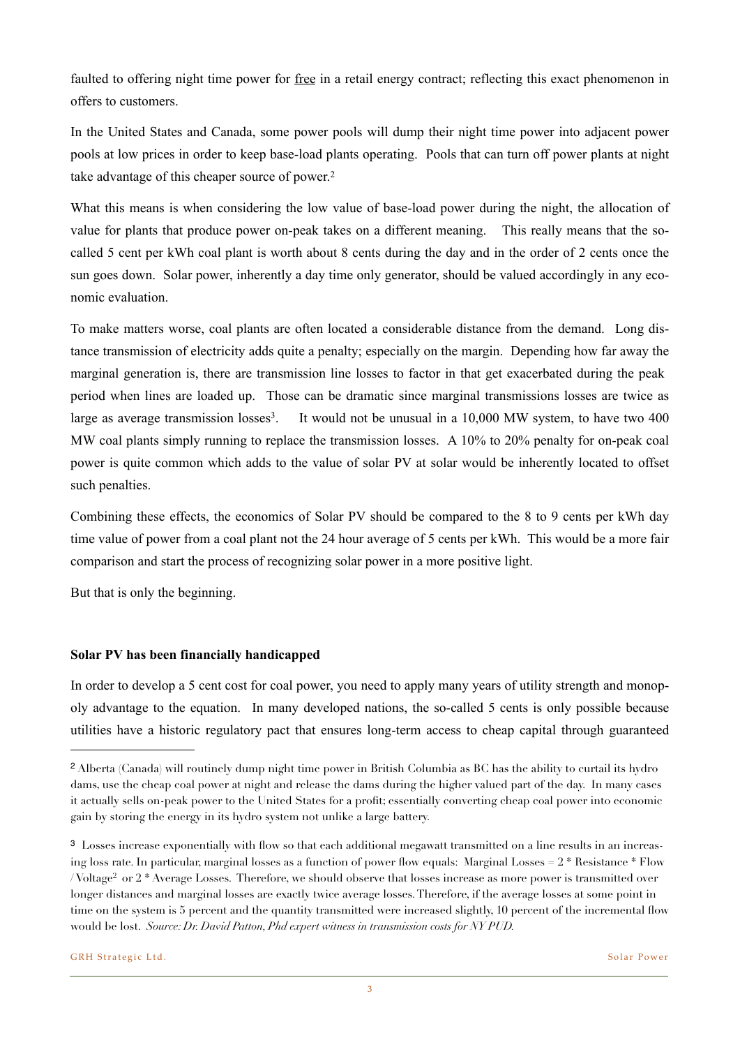faulted to offering night time power for <u>free</u> in a retail energy contract; reflecting this exact phenomenon in offers to customers.

In the United States and Canada, some power pools will dump their night time power into adjacent power pools at low prices in order to keep base-load plants operating. Pools that can turn off power plants at night take advantage of this cheaper source of power.[2]

What this means is when considering the low value of base-load power during the night, the allocation of value for plants that produce power on-peak takes on a different meaning. This really means that the so-called 5 cent per kWh coal plant is worth about 8 cents during the day and in the order of 2 cents once the sun goes down. Solar power, inherently a day time only generator, should be valued accordingly in any economic evaluation.

To make matters worse, coal plants are often located a considerable distance from the demand. Long distance transmission of electricity adds quite a penalty; especially on the margin. Depending how far away the marginal generation is, there are transmission line losses to factor in that get exacerbated during the peak period when lines are loaded up. Those can be dramatic since marginal transmissions losses are twice as large as average transmission losses[3]. It would not be unusual in a 10,000 MW system, to have two 400 MW coal plants simply running to replace the transmission losses. A 10% to 20% penalty for on-peak coal power is quite common which adds to the value of solar PV at solar would be inherently located to offset such penalties.

Combining these effects, the economics of Solar PV should be compared to the 8 to 9 cents per kWh day time value of power from a coal plant not the 24 hour average of 5 cents per kWh. This would be a more fair comparison and start the process of recognizing solar power in a more positive light.

But that is only the beginning.

**Solar PV has been financially handicapped**

In order to develop a 5 cent cost for coal power, you need to apply many years of utility strength and monopoly advantage to the equation. In many developed nations, the so-called 5 cents is only possible because utilities have a historic regulatory pact that ensures long-term access to cheap capital through guaranteed

---

[2] Alberta (Canada) will routinely dump night time power in British Columbia as BC has the ability to curtail its hydro dams, use the cheap coal power at night and release the dams during the higher valued part of the day. In many cases it actually sells on-peak power to the United States for a profit; essentially converting cheap coal power into economic gain by storing the energy in its hydro system not unlike a large battery.

[3] Losses increase exponentially with flow so that each additional megawatt transmitted on a line results in an increasing loss rate. In particular, marginal losses as a function of power flow equals: Marginal Losses = $2 * \text{Resistance} * \text{Flow} / \text{Voltage}^2$ or 2 * Average Losses. Therefore, we should observe that losses increase as more power is transmitted over longer distances and marginal losses are exactly twice average losses. Therefore, if the average losses at some point in time on the system is 5 percent and the quantity transmitted were increased slightly, 10 percent of the incremental flow would be lost. *Source: Dr. David Patton, Phd expert witness in transmission costs for NY PUD.*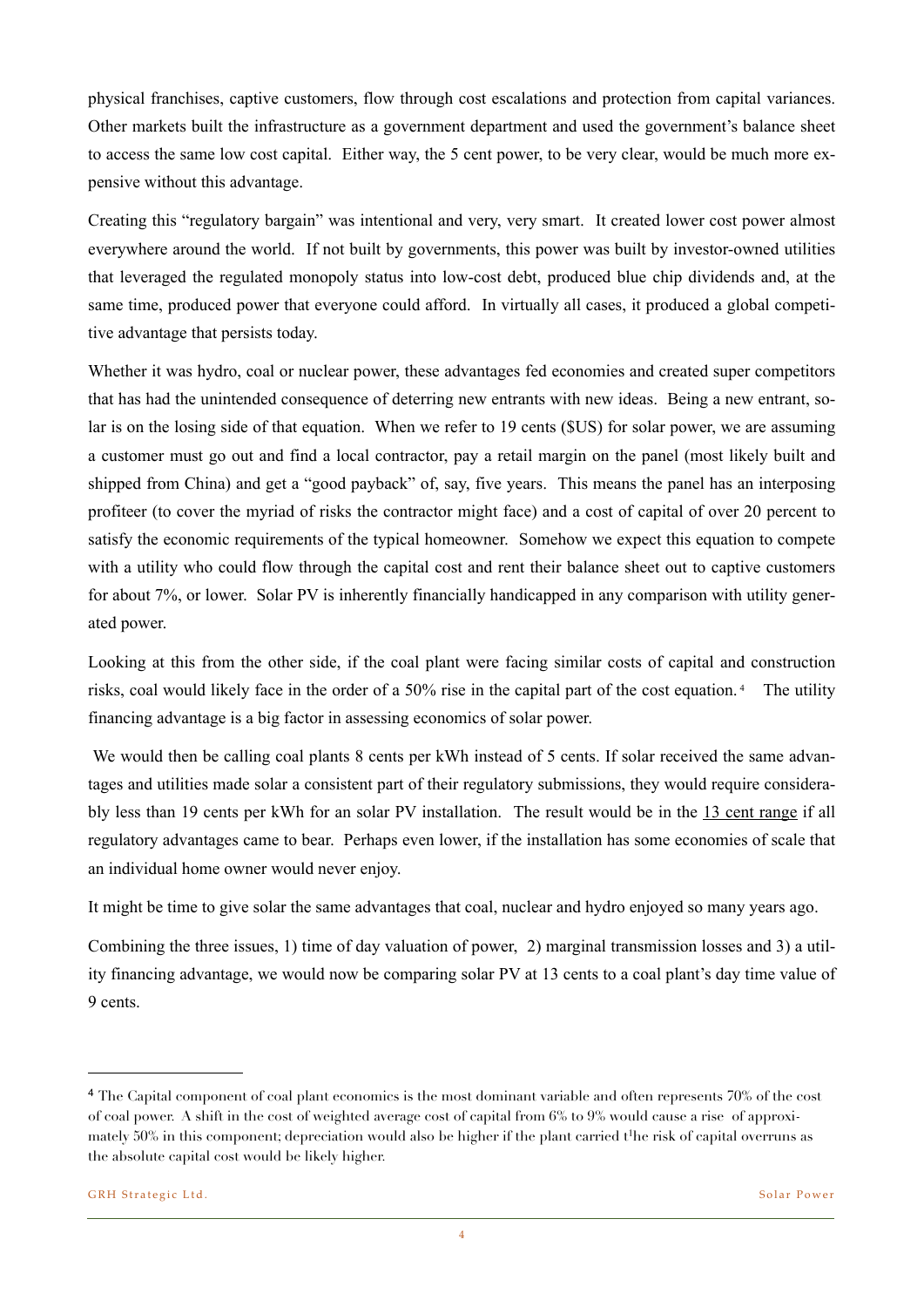physical franchises, captive customers, flow through cost escalations and protection from capital variances. Other markets built the infrastructure as a government department and used the government's balance sheet to access the same low cost capital. Either way, the 5 cent power, to be very clear, would be much more expensive without this advantage.

Creating this "regulatory bargain" was intentional and very, very smart. It created lower cost power almost everywhere around the world. If not built by governments, this power was built by investor-owned utilities that leveraged the regulated monopoly status into low-cost debt, produced blue chip dividends and, at the same time, produced power that everyone could afford. In virtually all cases, it produced a global competitive advantage that persists today.

Whether it was hydro, coal or nuclear power, these advantages fed economies and created super competitors that has had the unintended consequence of deterring new entrants with new ideas. Being a new entrant, solar is on the losing side of that equation. When we refer to 19 cents ($US) for solar power, we are assuming a customer must go out and find a local contractor, pay a retail margin on the panel (most likely built and shipped from China) and get a "good payback" of, say, five years. This means the panel has an interposing profiteer (to cover the myriad of risks the contractor might face) and a cost of capital of over 20 percent to satisfy the economic requirements of the typical homeowner. Somehow we expect this equation to compete with a utility who could flow through the capital cost and rent their balance sheet out to captive customers for about 7%, or lower. Solar PV is inherently financially handicapped in any comparison with utility generated power.

Looking at this from the other side, if the coal plant were facing similar costs of capital and construction risks, coal would likely face in the order of a 50% rise in the capital part of the cost equation.[4] The utility financing advantage is a big factor in assessing economics of solar power.

We would then be calling coal plants 8 cents per kWh instead of 5 cents. If solar received the same advantages and utilities made solar a consistent part of their regulatory submissions, they would require considerably less than 19 cents per kWh for an solar PV installation. The result would be in the 13 cent range if all regulatory advantages came to bear. Perhaps even lower, if the installation has some economies of scale that an individual home owner would never enjoy.

It might be time to give solar the same advantages that coal, nuclear and hydro enjoyed so many years ago.

Combining the three issues, 1) time of day valuation of power, 2) marginal transmission losses and 3) a utility financing advantage, we would now be comparing solar PV at 13 cents to a coal plant's day time value of 9 cents.

---

[4] The Capital component of coal plant economics is the most dominant variable and often represents 70% of the cost of coal power. A shift in the cost of weighted average cost of capital from 6% to 9% would cause a rise of approximately 50% in this component; depreciation would also be higher if the plant carried the risk of capital overruns as the absolute capital cost would be likely higher.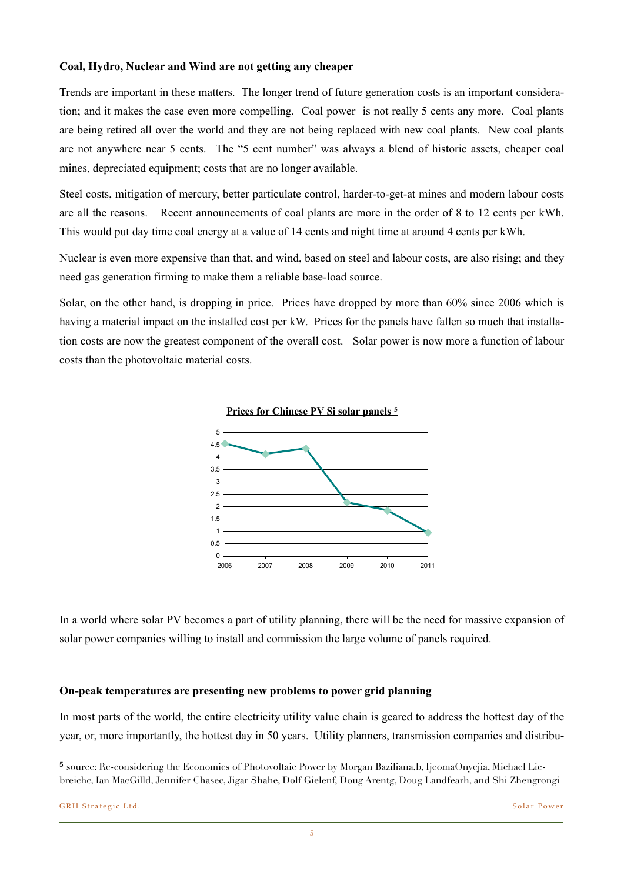**Coal, Hydro, Nuclear and Wind are not getting any cheaper**

Trends are important in these matters. The longer trend of future generation costs is an important consideration; and it makes the case even more compelling. Coal power is not really 5 cents any more. Coal plants are being retired all over the world and they are not being replaced with new coal plants. New coal plants are not anywhere near 5 cents. The "5 cent number" was always a blend of historic assets, cheaper coal mines, depreciated equipment; costs that are no longer available.

Steel costs, mitigation of mercury, better particulate control, harder-to-get-at mines and modern labour costs are all the reasons. Recent announcements of coal plants are more in the order of 8 to 12 cents per kWh. This would put day time coal energy at a value of 14 cents and night time at around 4 cents per kWh.

Nuclear is even more expensive than that, and wind, based on steel and labour costs, are also rising; and they need gas generation firming to make them a reliable base-load source.

Solar, on the other hand, is dropping in price. Prices have dropped by more than 60% since 2006 which is having a material impact on the installed cost per kW. Prices for the panels have fallen so much that installation costs are now the greatest component of the overall cost. Solar power is now more a function of labour costs than the photovoltaic material costs.

**Prices for Chinese PV Si solar panels [5]**

In a world where solar PV becomes a part of utility planning, there will be the need for massive expansion of solar power companies willing to install and commission the large volume of panels required.

**On-peak temperatures are presenting new problems to power grid planning**

In most parts of the world, the entire electricity utility value chain is geared to address the hottest day of the year, or, more importantly, the hottest day in 50 years. Utility planners, transmission companies and distribu-

---

[5] source: Re-considering the Economics of Photovoltaic Power by Morgan Baziliana,b, IjeomaOnyejia, Michael Liebreiche, Ian MacGilld, Jennifer Chasec, Jigar Shahe, Dolf Gielenf, Doug Arentg, Doug Landfearh, and Shi Zhengrongi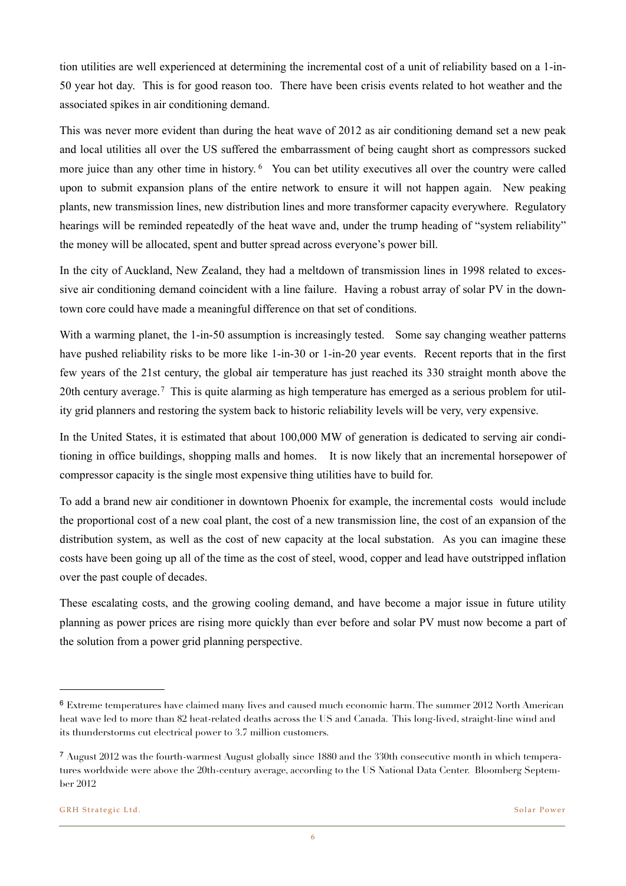tion utilities are well experienced at determining the incremental cost of a unit of reliability based on a 1-in-50 year hot day. This is for good reason too. There have been crisis events related to hot weather and the associated spikes in air conditioning demand.

This was never more evident than during the heat wave of 2012 as air conditioning demand set a new peak and local utilities all over the US suffered the embarrassment of being caught short as compressors sucked more juice than any other time in history.[6] You can bet utility executives all over the country were called upon to submit expansion plans of the entire network to ensure it will not happen again. New peaking plants, new transmission lines, new distribution lines and more transformer capacity everywhere. Regulatory hearings will be reminded repeatedly of the heat wave and, under the trump heading of "system reliability" the money will be allocated, spent and butter spread across everyone's power bill.

In the city of Auckland, New Zealand, they had a meltdown of transmission lines in 1998 related to excessive air conditioning demand coincident with a line failure. Having a robust array of solar PV in the downtown core could have made a meaningful difference on that set of conditions.

With a warming planet, the 1-in-50 assumption is increasingly tested. Some say changing weather patterns have pushed reliability risks to be more like 1-in-30 or 1-in-20 year events. Recent reports that in the first few years of the 21st century, the global air temperature has just reached its 330 straight month above the 20th century average.[7] This is quite alarming as high temperature has emerged as a serious problem for utility grid planners and restoring the system back to historic reliability levels will be very, very expensive.

In the United States, it is estimated that about 100,000 MW of generation is dedicated to serving air conditioning in office buildings, shopping malls and homes. It is now likely that an incremental horsepower of compressor capacity is the single most expensive thing utilities have to build for.

To add a brand new air conditioner in downtown Phoenix for example, the incremental costs would include the proportional cost of a new coal plant, the cost of a new transmission line, the cost of an expansion of the distribution system, as well as the cost of new capacity at the local substation. As you can imagine these costs have been going up all of the time as the cost of steel, wood, copper and lead have outstripped inflation over the past couple of decades.

These escalating costs, and the growing cooling demand, and have become a major issue in future utility planning as power prices are rising more quickly than ever before and solar PV must now become a part of the solution from a power grid planning perspective.

---

[6] Extreme temperatures have claimed many lives and caused much economic harm. The summer 2012 North American heat wave led to more than 82 heat-related deaths across the US and Canada. This long-lived, straight-line wind and its thunderstorms cut electrical power to 3.7 million customers.

[7] August 2012 was the fourth-warmest August globally since 1880 and the 330th consecutive month in which temperatures worldwide were above the 20th-century average, according to the US National Data Center. Bloomberg September 2012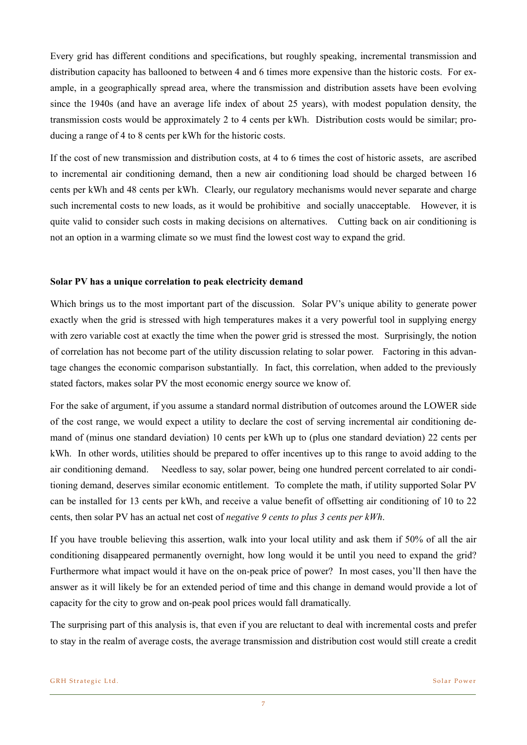Every grid has different conditions and specifications, but roughly speaking, incremental transmission and distribution capacity has ballooned to between 4 and 6 times more expensive than the historic costs. For example, in a geographically spread area, where the transmission and distribution assets have been evolving since the 1940s (and have an average life index of about 25 years), with modest population density, the transmission costs would be approximately 2 to 4 cents per kWh. Distribution costs would be similar; producing a range of 4 to 8 cents per kWh for the historic costs.

If the cost of new transmission and distribution costs, at 4 to 6 times the cost of historic assets, are ascribed to incremental air conditioning demand, then a new air conditioning load should be charged between 16 cents per kWh and 48 cents per kWh. Clearly, our regulatory mechanisms would never separate and charge such incremental costs to new loads, as it would be prohibitive and socially unacceptable. However, it is quite valid to consider such costs in making decisions on alternatives. Cutting back on air conditioning is not an option in a warming climate so we must find the lowest cost way to expand the grid.

**Solar PV has a unique correlation to peak electricity demand**

Which brings us to the most important part of the discussion. Solar PV's unique ability to generate power exactly when the grid is stressed with high temperatures makes it a very powerful tool in supplying energy with zero variable cost at exactly the time when the power grid is stressed the most. Surprisingly, the notion of correlation has not become part of the utility discussion relating to solar power. Factoring in this advantage changes the economic comparison substantially. In fact, this correlation, when added to the previously stated factors, makes solar PV the most economic energy source we know of.

For the sake of argument, if you assume a standard normal distribution of outcomes around the LOWER side of the cost range, we would expect a utility to declare the cost of serving incremental air conditioning demand of (minus one standard deviation) 10 cents per kWh up to (plus one standard deviation) 22 cents per kWh. In other words, utilities should be prepared to offer incentives up to this range to avoid adding to the air conditioning demand. Needless to say, solar power, being one hundred percent correlated to air conditioning demand, deserves similar economic entitlement. To complete the math, if utility supported Solar PV can be installed for 13 cents per kWh, and receive a value benefit of offsetting air conditioning of 10 to 22 cents, then solar PV has an actual net cost of *negative 9 cents to plus 3 cents per kWh*.

If you have trouble believing this assertion, walk into your local utility and ask them if 50% of all the air conditioning disappeared permanently overnight, how long would it be until you need to expand the grid? Furthermore what impact would it have on the on-peak price of power? In most cases, you'll then have the answer as it will likely be for an extended period of time and this change in demand would provide a lot of capacity for the city to grow and on-peak pool prices would fall dramatically.

The surprising part of this analysis is, that even if you are reluctant to deal with incremental costs and prefer to stay in the realm of average costs, the average transmission and distribution cost would still create a credit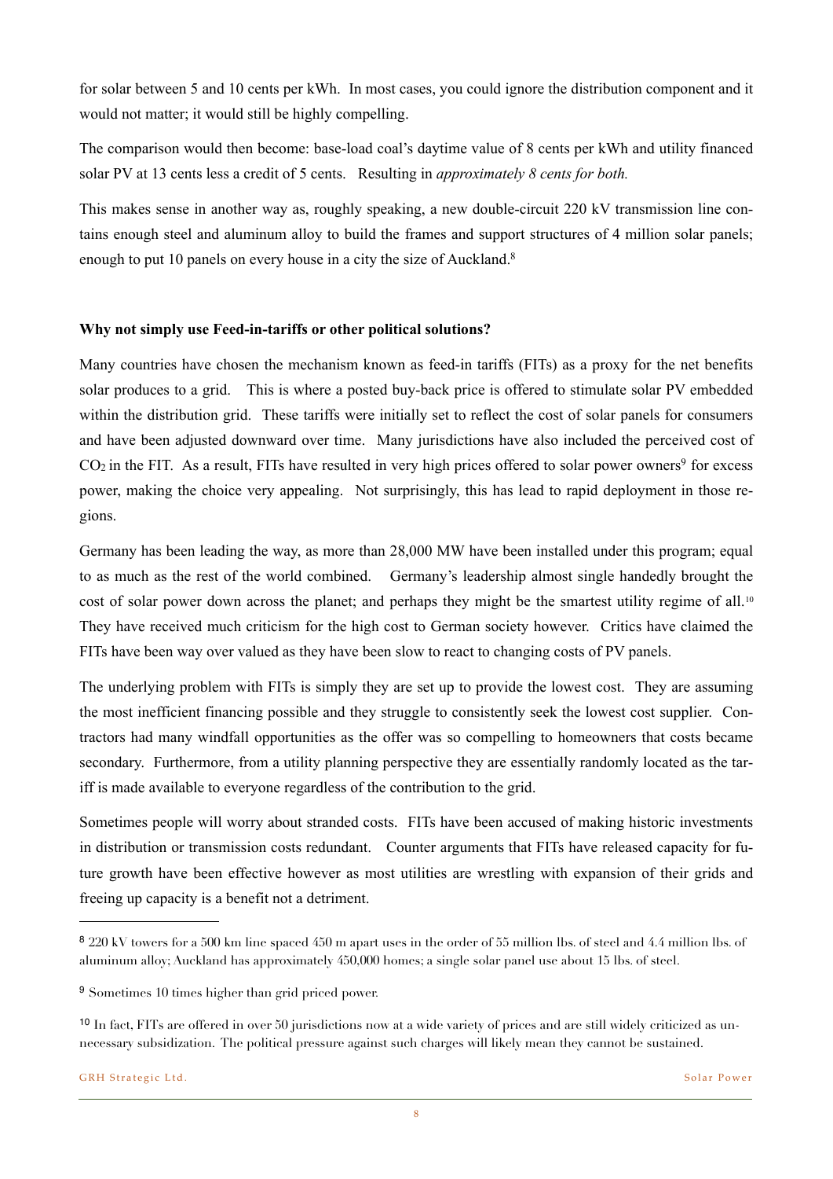for solar between 5 and 10 cents per kWh. In most cases, you could ignore the distribution component and it would not matter; it would still be highly compelling.

The comparison would then become: base-load coal's daytime value of 8 cents per kWh and utility financed solar PV at 13 cents less a credit of 5 cents. Resulting in *approximately 8 cents for both.*

This makes sense in another way as, roughly speaking, a new double-circuit 220 kV transmission line contains enough steel and aluminum alloy to build the frames and support structures of 4 million solar panels; enough to put 10 panels on every house in a city the size of Auckland.[8]

**Why not simply use Feed-in-tariffs or other political solutions?**

Many countries have chosen the mechanism known as feed-in tariffs (FITs) as a proxy for the net benefits solar produces to a grid. This is where a posted buy-back price is offered to stimulate solar PV embedded within the distribution grid. These tariffs were initially set to reflect the cost of solar panels for consumers and have been adjusted downward over time. Many jurisdictions have also included the perceived cost of $CO_2$ in the FIT. As a result, FITs have resulted in very high prices offered to solar power owners[9] for excess power, making the choice very appealing. Not surprisingly, this has lead to rapid deployment in those regions.

Germany has been leading the way, as more than 28,000 MW have been installed under this program; equal to as much as the rest of the world combined. Germany's leadership almost single handedly brought the cost of solar power down across the planet; and perhaps they might be the smartest utility regime of all.[10] They have received much criticism for the high cost to German society however. Critics have claimed the FITs have been way over valued as they have been slow to react to changing costs of PV panels.

The underlying problem with FITs is simply they are set up to provide the lowest cost. They are assuming the most inefficient financing possible and they struggle to consistently seek the lowest cost supplier. Contractors had many windfall opportunities as the offer was so compelling to homeowners that costs became secondary. Furthermore, from a utility planning perspective they are essentially randomly located as the tariff is made available to everyone regardless of the contribution to the grid.

Sometimes people will worry about stranded costs. FITs have been accused of making historic investments in distribution or transmission costs redundant. Counter arguments that FITs have released capacity for future growth have been effective however as most utilities are wrestling with expansion of their grids and freeing up capacity is a benefit not a detriment.

---

[8] 220 kV towers for a 500 km line spaced 450 m apart uses in the order of 55 million lbs. of steel and 4.4 million lbs. of aluminum alloy; Auckland has approximately 450,000 homes; a single solar panel use about 15 lbs. of steel.

[9] Sometimes 10 times higher than grid priced power.

[10] In fact, FITs are offered in over 50 jurisdictions now at a wide variety of prices and are still widely criticized as unnecessary subsidization. The political pressure against such charges will likely mean they cannot be sustained.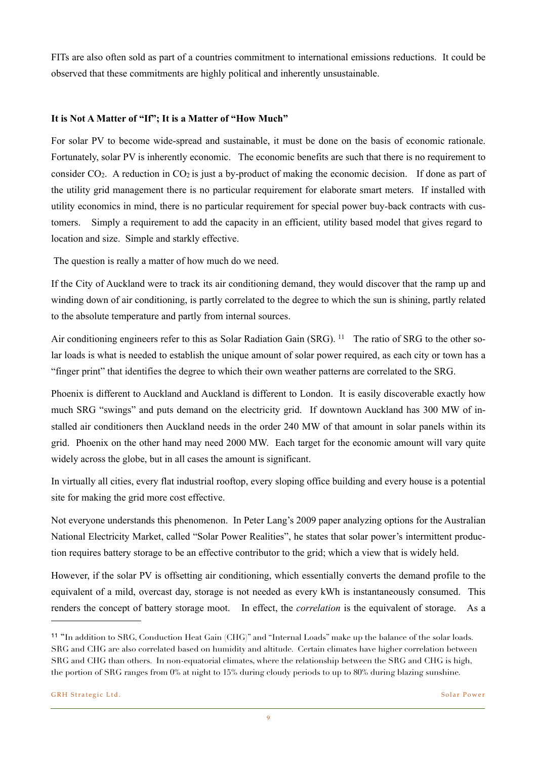FITs are also often sold as part of a countries commitment to international emissions reductions. It could be observed that these commitments are highly political and inherently unsustainable.

**It is Not A Matter of "If"; It is a Matter of "How Much"**

For solar PV to become wide-spread and sustainable, it must be done on the basis of economic rationale. Fortunately, solar PV is inherently economic. The economic benefits are such that there is no requirement to consider $CO_2$. A reduction in $CO_2$ is just a by-product of making the economic decision. If done as part of the utility grid management there is no particular requirement for elaborate smart meters. If installed with utility economics in mind, there is no particular requirement for special power buy-back contracts with customers. Simply a requirement to add the capacity in an efficient, utility based model that gives regard to location and size. Simple and starkly effective.

The question is really a matter of how much do we need.

If the City of Auckland were to track its air conditioning demand, they would discover that the ramp up and winding down of air conditioning, is partly correlated to the degree to which the sun is shining, partly related to the absolute temperature and partly from internal sources.

Air conditioning engineers refer to this as Solar Radiation Gain (SRG). [11] The ratio of SRG to the other solar loads is what is needed to establish the unique amount of solar power required, as each city or town has a "finger print" that identifies the degree to which their own weather patterns are correlated to the SRG.

Phoenix is different to Auckland and Auckland is different to London. It is easily discoverable exactly how much SRG "swings" and puts demand on the electricity grid. If downtown Auckland has 300 MW of installed air conditioners then Auckland needs in the order 240 MW of that amount in solar panels within its grid. Phoenix on the other hand may need 2000 MW. Each target for the economic amount will vary quite widely across the globe, but in all cases the amount is significant.

In virtually all cities, every flat industrial rooftop, every sloping office building and every house is a potential site for making the grid more cost effective.

Not everyone understands this phenomenon. In Peter Lang's 2009 paper analyzing options for the Australian National Electricity Market, called "Solar Power Realities", he states that solar power's intermittent production requires battery storage to be an effective contributor to the grid; which a view that is widely held.

However, if the solar PV is offsetting air conditioning, which essentially converts the demand profile to the equivalent of a mild, overcast day, storage is not needed as every kWh is instantaneously consumed. This renders the concept of battery storage moot. In effect, the *correlation* is the equivalent of storage. As a

---

[11] "In addition to SRG, Conduction Heat Gain (CHG)" and "Internal Loads" make up the balance of the solar loads. SRG and CHG are also correlated based on humidity and altitude. Certain climates have higher correlation between SRG and CHG than others. In non-equatorial climates, where the relationship between the SRG and CHG is high, the portion of SRG ranges from 0% at night to 15% during cloudy periods to up to 80% during blazing sunshine.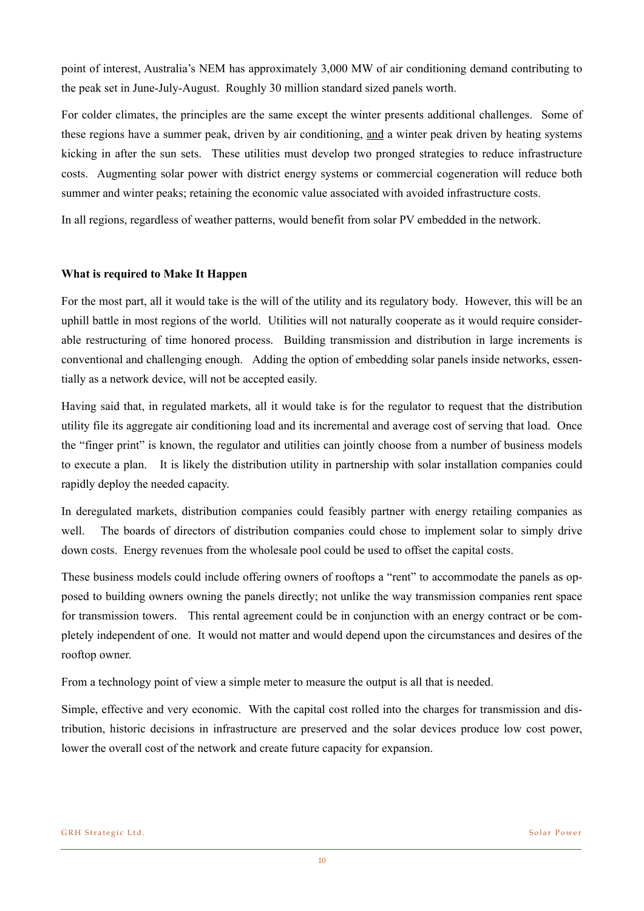point of interest, Australia's NEM has approximately 3,000 MW of air conditioning demand contributing to the peak set in June-July-August. Roughly 30 million standard sized panels worth.

For colder climates, the principles are the same except the winter presents additional challenges. Some of these regions have a summer peak, driven by air conditioning, and a winter peak driven by heating systems kicking in after the sun sets. These utilities must develop two pronged strategies to reduce infrastructure costs. Augmenting solar power with district energy systems or commercial cogeneration will reduce both summer and winter peaks; retaining the economic value associated with avoided infrastructure costs.

In all regions, regardless of weather patterns, would benefit from solar PV embedded in the network.

**What is required to Make It Happen**

For the most part, all it would take is the will of the utility and its regulatory body. However, this will be an uphill battle in most regions of the world. Utilities will not naturally cooperate as it would require considerable restructuring of time honored process. Building transmission and distribution in large increments is conventional and challenging enough. Adding the option of embedding solar panels inside networks, essentially as a network device, will not be accepted easily.

Having said that, in regulated markets, all it would take is for the regulator to request that the distribution utility file its aggregate air conditioning load and its incremental and average cost of serving that load. Once the "finger print" is known, the regulator and utilities can jointly choose from a number of business models to execute a plan. It is likely the distribution utility in partnership with solar installation companies could rapidly deploy the needed capacity.

In deregulated markets, distribution companies could feasibly partner with energy retailing companies as well. The boards of directors of distribution companies could chose to implement solar to simply drive down costs. Energy revenues from the wholesale pool could be used to offset the capital costs.

These business models could include offering owners of rooftops a "rent" to accommodate the panels as opposed to building owners owning the panels directly; not unlike the way transmission companies rent space for transmission towers. This rental agreement could be in conjunction with an energy contract or be completely independent of one. It would not matter and would depend upon the circumstances and desires of the rooftop owner.

From a technology point of view a simple meter to measure the output is all that is needed.

Simple, effective and very economic. With the capital cost rolled into the charges for transmission and distribution, historic decisions in infrastructure are preserved and the solar devices produce low cost power, lower the overall cost of the network and create future capacity for expansion.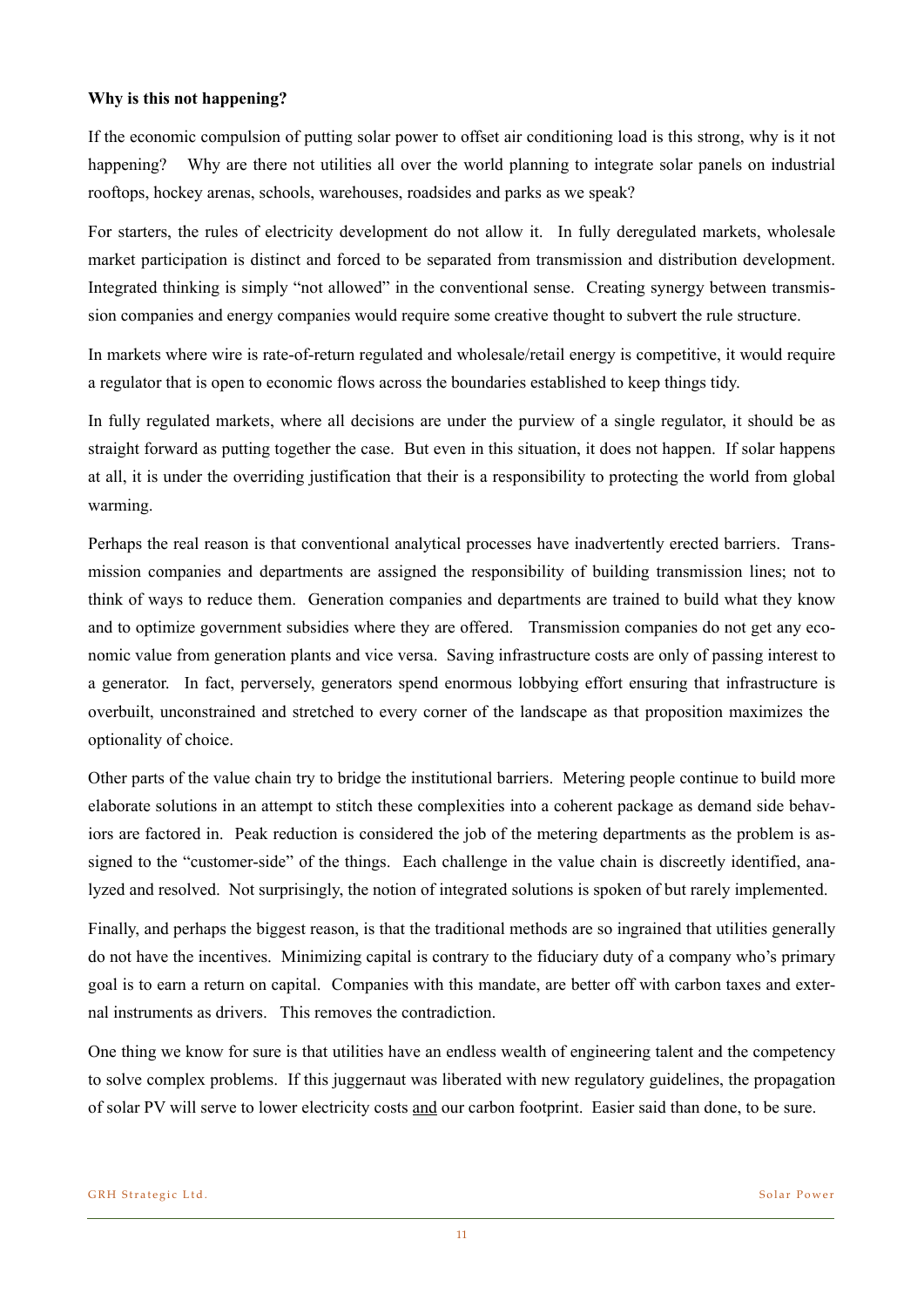**Why is this not happening?**

If the economic compulsion of putting solar power to offset air conditioning load is this strong, why is it not happening? Why are there not utilities all over the world planning to integrate solar panels on industrial rooftops, hockey arenas, schools, warehouses, roadsides and parks as we speak?

For starters, the rules of electricity development do not allow it. In fully deregulated markets, wholesale market participation is distinct and forced to be separated from transmission and distribution development. Integrated thinking is simply "not allowed" in the conventional sense. Creating synergy between transmission companies and energy companies would require some creative thought to subvert the rule structure.

In markets where wire is rate-of-return regulated and wholesale/retail energy is competitive, it would require a regulator that is open to economic flows across the boundaries established to keep things tidy.

In fully regulated markets, where all decisions are under the purview of a single regulator, it should be as straight forward as putting together the case. But even in this situation, it does not happen. If solar happens at all, it is under the overriding justification that their is a responsibility to protecting the world from global warming.

Perhaps the real reason is that conventional analytical processes have inadvertently erected barriers. Transmission companies and departments are assigned the responsibility of building transmission lines; not to think of ways to reduce them. Generation companies and departments are trained to build what they know and to optimize government subsidies where they are offered. Transmission companies do not get any economic value from generation plants and vice versa. Saving infrastructure costs are only of passing interest to a generator. In fact, perversely, generators spend enormous lobbying effort ensuring that infrastructure is overbuilt, unconstrained and stretched to every corner of the landscape as that proposition maximizes the optionality of choice.

Other parts of the value chain try to bridge the institutional barriers. Metering people continue to build more elaborate solutions in an attempt to stitch these complexities into a coherent package as demand side behaviors are factored in. Peak reduction is considered the job of the metering departments as the problem is assigned to the "customer-side" of the things. Each challenge in the value chain is discreetly identified, analyzed and resolved. Not surprisingly, the notion of integrated solutions is spoken of but rarely implemented.

Finally, and perhaps the biggest reason, is that the traditional methods are so ingrained that utilities generally do not have the incentives. Minimizing capital is contrary to the fiduciary duty of a company who's primary goal is to earn a return on capital. Companies with this mandate, are better off with carbon taxes and external instruments as drivers. This removes the contradiction.

One thing we know for sure is that utilities have an endless wealth of engineering talent and the competency to solve complex problems. If this juggernaut was liberated with new regulatory guidelines, the propagation of solar PV will serve to lower electricity costs <u>and</u> our carbon footprint. Easier said than done, to be sure.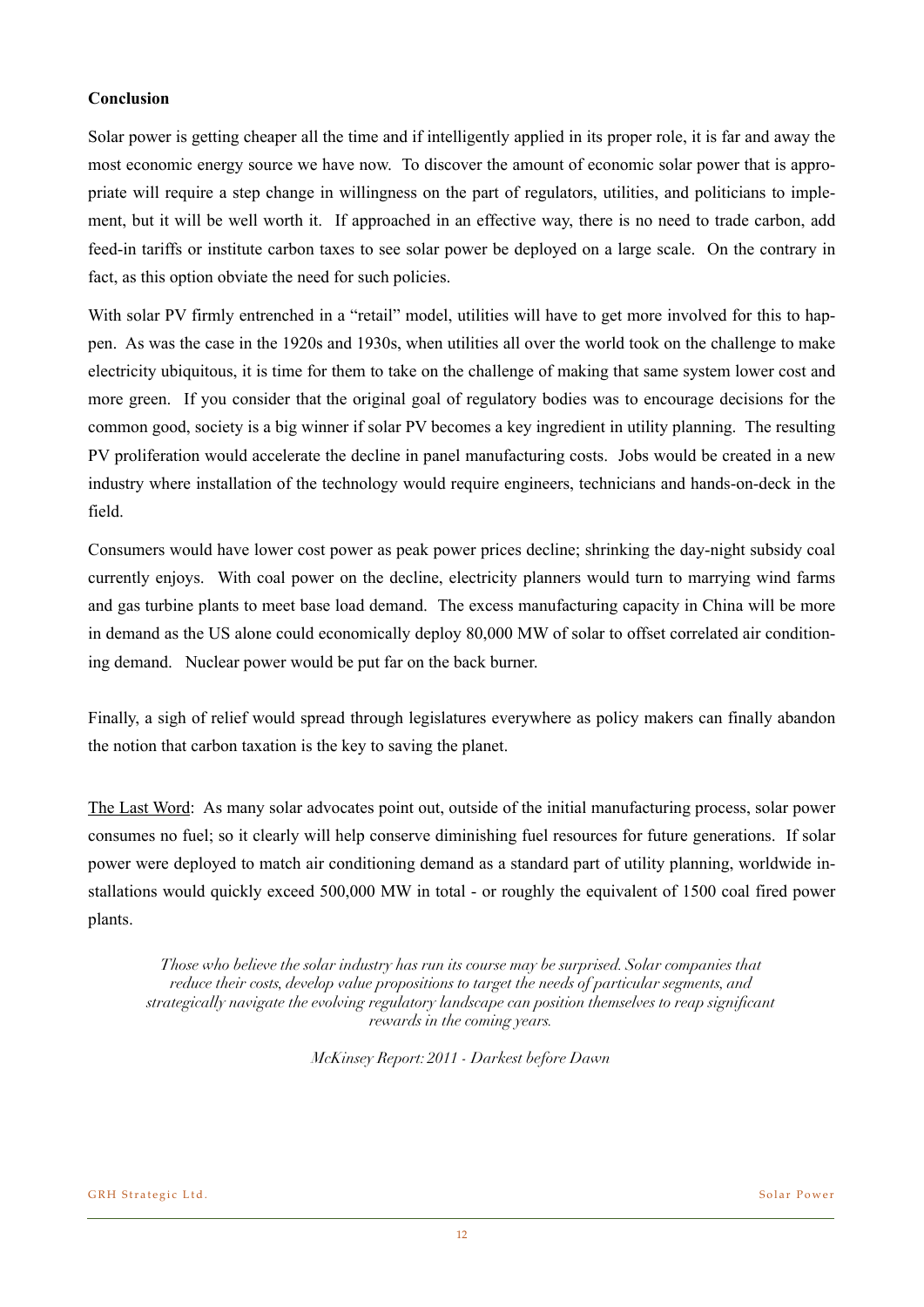**Conclusion**

Solar power is getting cheaper all the time and if intelligently applied in its proper role, it is far and away the most economic energy source we have now. To discover the amount of economic solar power that is appropriate will require a step change in willingness on the part of regulators, utilities, and politicians to implement, but it will be well worth it. If approached in an effective way, there is no need to trade carbon, add feed-in tariffs or institute carbon taxes to see solar power be deployed on a large scale. On the contrary in fact, as this option obviate the need for such policies.

With solar PV firmly entrenched in a "retail" model, utilities will have to get more involved for this to happen. As was the case in the 1920s and 1930s, when utilities all over the world took on the challenge to make electricity ubiquitous, it is time for them to take on the challenge of making that same system lower cost and more green. If you consider that the original goal of regulatory bodies was to encourage decisions for the common good, society is a big winner if solar PV becomes a key ingredient in utility planning. The resulting PV proliferation would accelerate the decline in panel manufacturing costs. Jobs would be created in a new industry where installation of the technology would require engineers, technicians and hands-on-deck in the field.

Consumers would have lower cost power as peak power prices decline; shrinking the day-night subsidy coal currently enjoys. With coal power on the decline, electricity planners would turn to marrying wind farms and gas turbine plants to meet base load demand. The excess manufacturing capacity in China will be more in demand as the US alone could economically deploy 80,000 MW of solar to offset correlated air conditioning demand. Nuclear power would be put far on the back burner.

Finally, a sigh of relief would spread through legislatures everywhere as policy makers can finally abandon the notion that carbon taxation is the key to saving the planet.

The Last Word: As many solar advocates point out, outside of the initial manufacturing process, solar power consumes no fuel; so it clearly will help conserve diminishing fuel resources for future generations. If solar power were deployed to match air conditioning demand as a standard part of utility planning, worldwide installations would quickly exceed 500,000 MW in total - or roughly the equivalent of 1500 coal fired power plants.

> *Those who believe the solar industry has run its course may be surprised. Solar companies that reduce their costs, develop value propositions to target the needs of particular segments, and strategically navigate the evolving regulatory landscape can position themselves to reap significant rewards in the coming years.*
>
> *McKinsey Report: 2011 - Darkest before Dawn*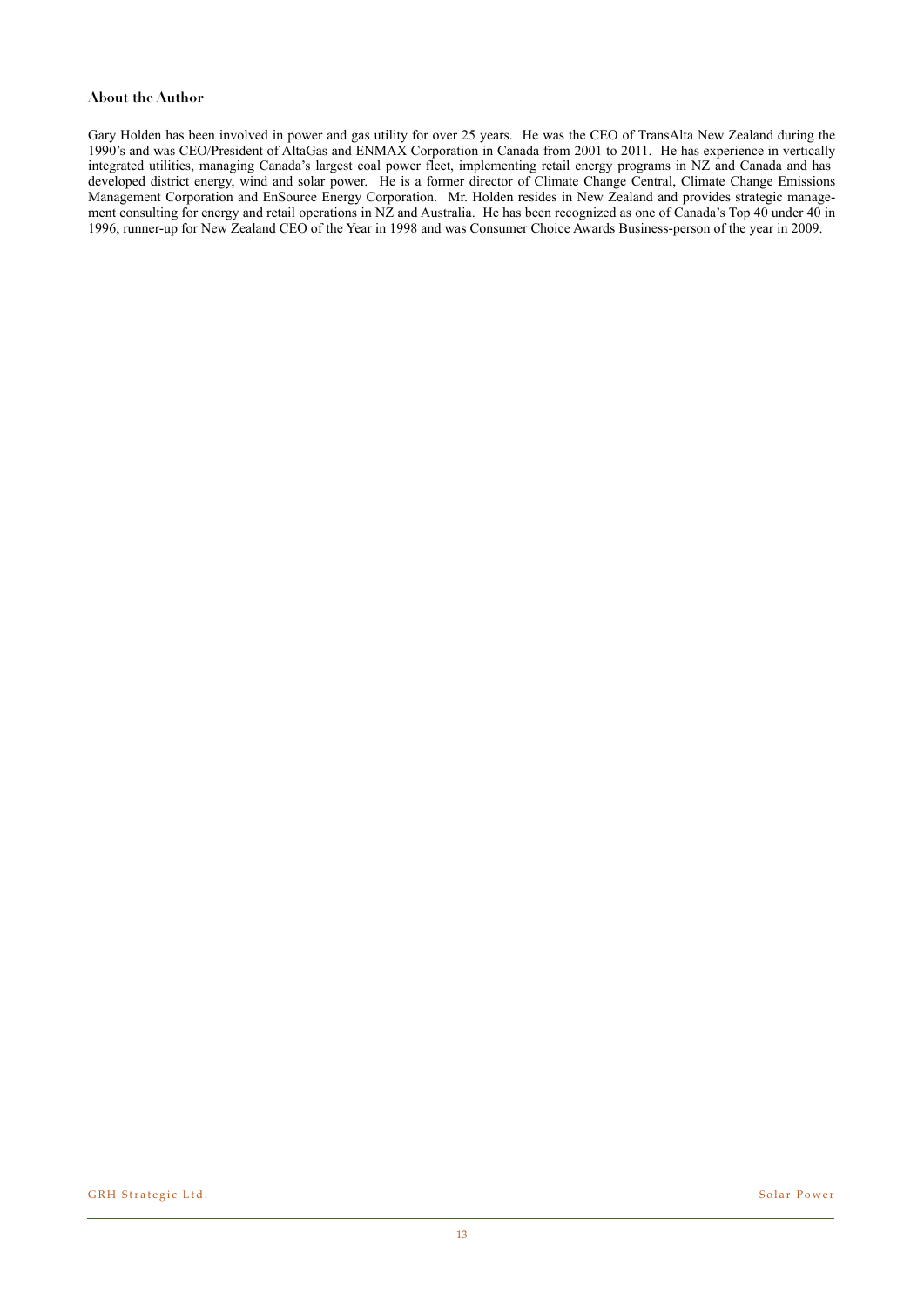### About the Author

Gary Holden has been involved in power and gas utility for over 25 years. He was the CEO of TransAlta New Zealand during the 1990's and was CEO/President of AltaGas and ENMAX Corporation in Canada from 2001 to 2011. He has experience in vertically integrated utilities, managing Canada's largest coal power fleet, implementing retail energy programs in NZ and Canada and has developed district energy, wind and solar power. He is a former director of Climate Change Central, Climate Change Emissions Management Corporation and EnSource Energy Corporation. Mr. Holden resides in New Zealand and provides strategic management consulting for energy and retail operations in NZ and Australia. He has been recognized as one of Canada's Top 40 under 40 in 1996, runner-up for New Zealand CEO of the Year in 1998 and was Consumer Choice Awards Business-person of the year in 2009.